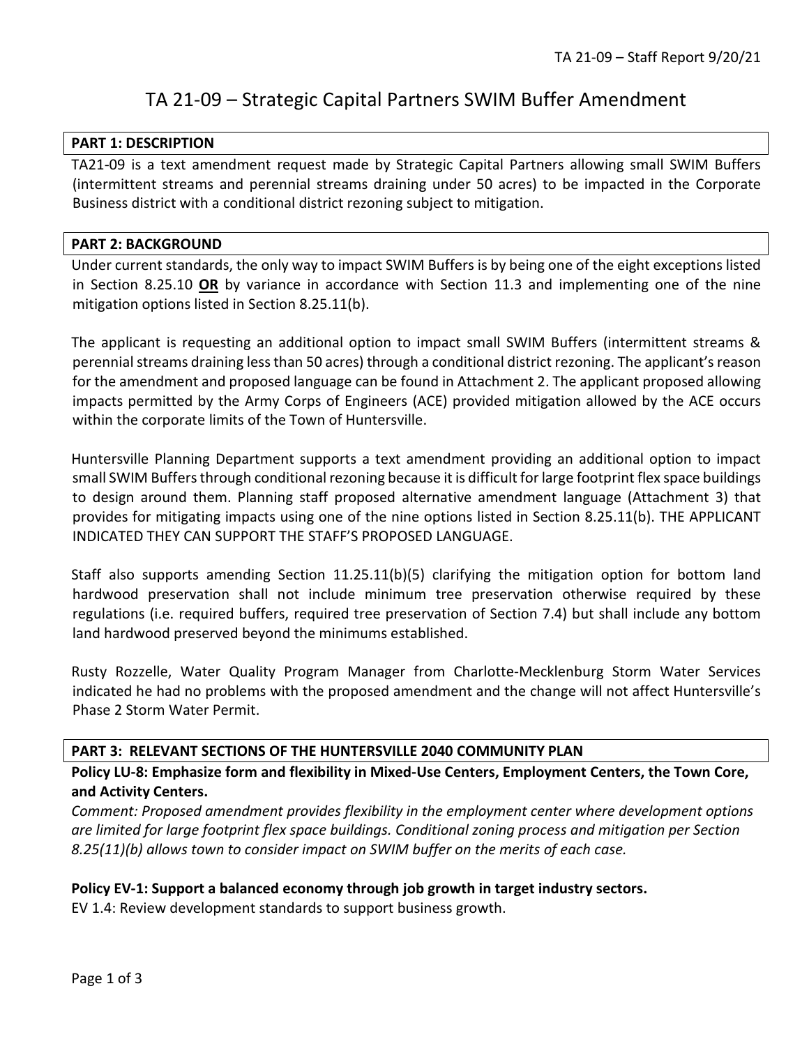# TA 21-09 – Strategic Capital Partners SWIM Buffer Amendment

## PART 1: DESCRIPTION

TA21-09 is a text amendment request made by Strategic Capital Partners allowing small SWIM Buffers (intermittent streams and perennial streams draining under 50 acres) to be impacted in the Corporate Business district with a conditional district rezoning subject to mitigation.

## PART 2: BACKGROUND

Under current standards, the only way to impact SWIM Buffers is by being one of the eight exceptions listed in Section 8.25.10 **OR** by variance in accordance with Section 11.3 and implementing one of the nine mitigation options listed in Section 8.25.11(b).

The applicant is requesting an additional option to impact small SWIM Buffers (intermittent streams & perennial streams draining less than 50 acres) through a conditional district rezoning. The applicant's reason for the amendment and proposed language can be found in Attachment 2. The applicant proposed allowing impacts permitted by the Army Corps of Engineers (ACE) provided mitigation allowed by the ACE occurs within the corporate limits of the Town of Huntersville.

Huntersville Planning Department supports a text amendment providing an additional option to impact small SWIM Buffers through conditional rezoning because it is difficult for large footprint flex space buildings to design around them. Planning staff proposed alternative amendment language (Attachment 3) that provides for mitigating impacts using one of the nine options listed in Section 8.25.11(b). THE APPLICANT INDICATED THEY CAN SUPPORT THE STAFF'S PROPOSED LANGUAGE.

Staff also supports amending Section 11.25.11(b)(5) clarifying the mitigation option for bottom land hardwood preservation shall not include minimum tree preservation otherwise required by these regulations (i.e. required buffers, required tree preservation of Section 7.4) but shall include any bottom land hardwood preserved beyond the minimums established.

Rusty Rozzelle, Water Quality Program Manager from Charlotte-Mecklenburg Storm Water Services indicated he had no problems with the proposed amendment and the change will not affect Huntersville's Phase 2 Storm Water Permit.

## PART 3: RELEVANT SECTIONS OF THE HUNTERSVILLE 2040 COMMUNITY PLAN

**Policy LU-8: Emphasize form and flexibility in Mixed-Use Centers, Employment Centers, the Town Core, and Activity Centers.**

*Comment: Proposed amendment provides flexibility in the employment center where development options are limited for large footprint flex space buildings. Conditional zoning process and mitigation per Section 8.25(11)(b) allows town to consider impact on SWIM buffer on the merits of each case.*

**Policy EV-1: Support a balanced economy through job growth in target industry sectors.**

EV 1.4: Review development standards to support business growth.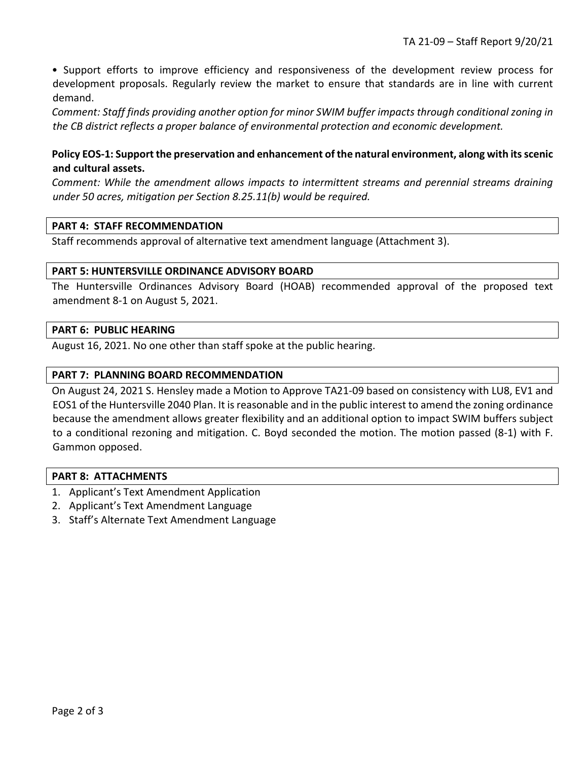• Support efforts to improve efficiency and responsiveness of the development review process for development proposals. Regularly review the market to ensure that standards are in line with current demand.

*Comment: Staff finds providing another option for minor SWIM buffer impacts through conditional zoning in the CB district reflects a proper balance of environmental protection and economic development.*

**Policy EOS-1: Support the preservation and enhancement of the natural environment, along with its scenic and cultural assets.**

*Comment: While the amendment allows impacts to intermittent streams and perennial streams draining under 50 acres, mitigation per Section 8.25.11(b) would be required.*

## PART 4: STAFF RECOMMENDATION

Staff recommends approval of alternative text amendment language (Attachment 3).

## PART 5: HUNTERSVILLE ORDINANCE ADVISORY BOARD

The Huntersville Ordinances Advisory Board (HOAB) recommended approval of the proposed text amendment 8-1 on August 5, 2021.

## PART 6: PUBLIC HEARING

August 16, 2021. No one other than staff spoke at the public hearing.

## PART 7: PLANNING BOARD RECOMMENDATION

On August 24, 2021 S. Hensley made a Motion to Approve TA21-09 based on consistency with LU8, EV1 and EOS1 of the Huntersville 2040 Plan. It is reasonable and in the public interest to amend the zoning ordinance because the amendment allows greater flexibility and an additional option to impact SWIM buffers subject to a conditional rezoning and mitigation. C. Boyd seconded the motion. The motion passed (8-1) with F. Gammon opposed.

## PART 8: ATTACHMENTS

1. Applicant's Text Amendment Application
2. Applicant's Text Amendment Language
3. Staff's Alternate Text Amendment Language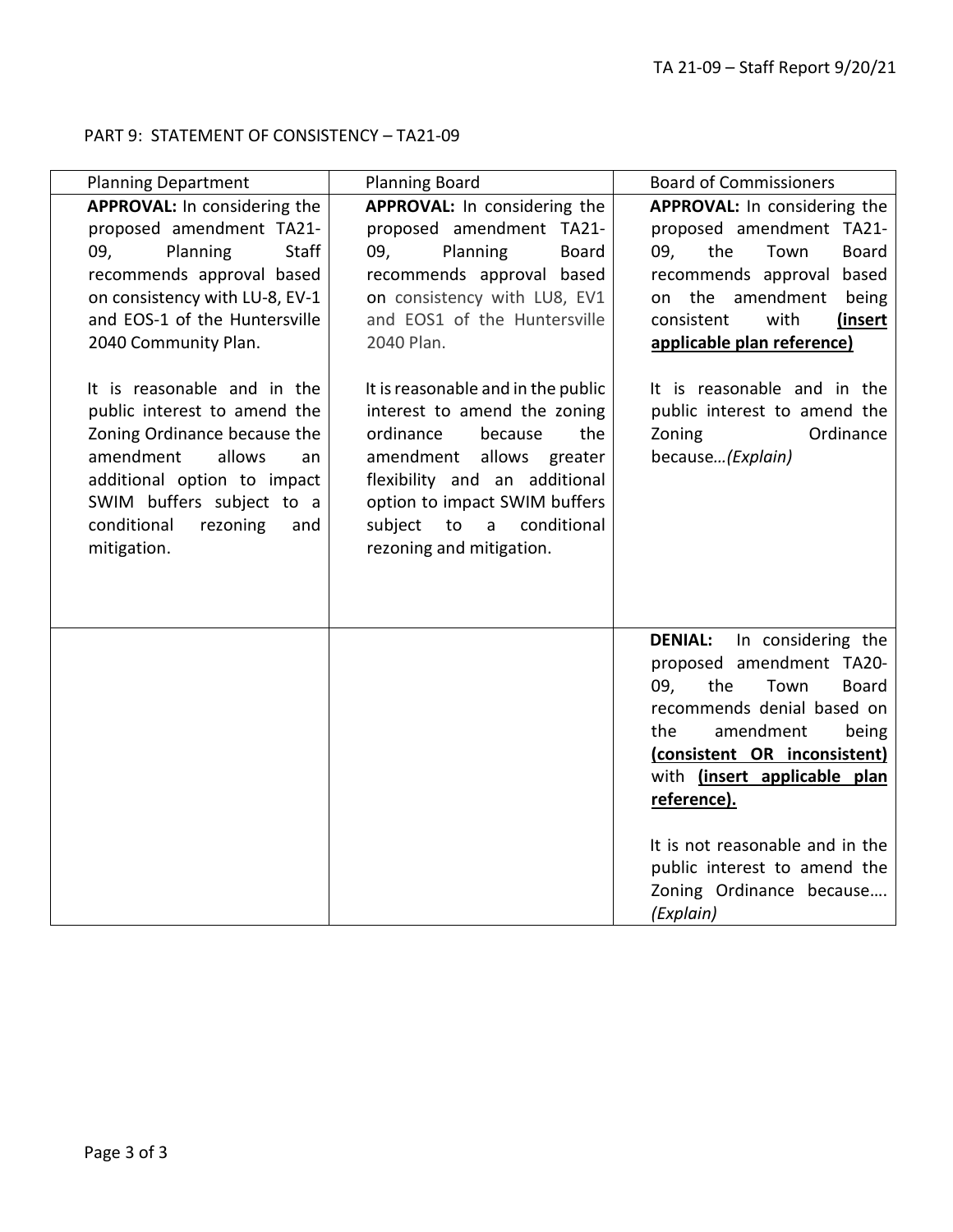PART 9: STATEMENT OF CONSISTENCY – TA21-09

| Planning Department | Planning Board | Board of Commissioners |
|---|---|---|
| **APPROVAL:** In considering the proposed amendment TA21-09, Planning Staff recommends approval based on consistency with LU-8, EV-1 and EOS-1 of the Huntersville 2040 Community Plan.<br><br>It is reasonable and in the public interest to amend the Zoning Ordinance because the amendment allows an additional option to impact SWIM buffers subject to a conditional rezoning and mitigation. | **APPROVAL:** In considering the proposed amendment TA21-09, Planning Board recommends approval based on consistency with LU8, EV1 and EOS1 of the Huntersville 2040 Plan.<br><br>It is reasonable and in the public interest to amend the zoning ordinance because the amendment allows greater flexibility and an additional option to impact SWIM buffers subject to a conditional rezoning and mitigation. | **APPROVAL:** In considering the proposed amendment TA21-09, the Town Board recommends approval based on the amendment being consistent with **(insert applicable plan reference)**<br><br>It is reasonable and in the public interest to amend the Zoning Ordinance because…*(Explain)* |
| | | **DENIAL:** In considering the proposed amendment TA20-09, the Town Board recommends denial based on the amendment being **(consistent OR inconsistent)** with **(insert applicable plan reference).**<br><br>It is not reasonable and in the public interest to amend the Zoning Ordinance because…. *(Explain)* |